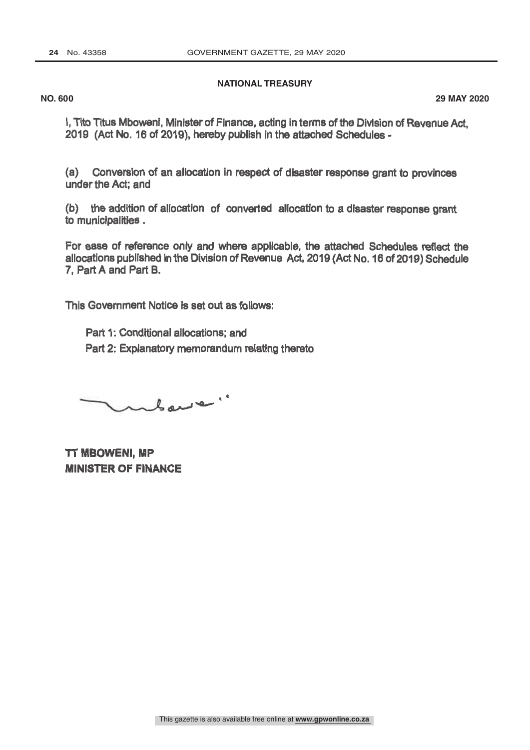**NATIONAL TREASURY**

**NO. 600** **29 MAY 2020**

I, Tito Titus Mboweni, Minister of Finance, acting in terms of the Division of Revenue Act, 2019 (Act No. 16 of 2019), hereby publish in the attached Schedules -

(a) Conversion of an allocation in respect of disaster response grant to provinces under the Act; and

(b) the addition of allocation of converted allocation to a disaster response grant to municipalities .

For ease of reference only and where applicable, the attached Schedules reflect the allocations published in the Division of Revenue Act, 2019 (Act No. 16 of 2019) Schedule 7, Part A and Part B.

This Government Notice is set out as follows:

Part 1: Conditional allocations; and

Part 2: Explanatory memorandum relating thereto

**TT MBOWENI, MP**
**MINISTER OF FINANCE**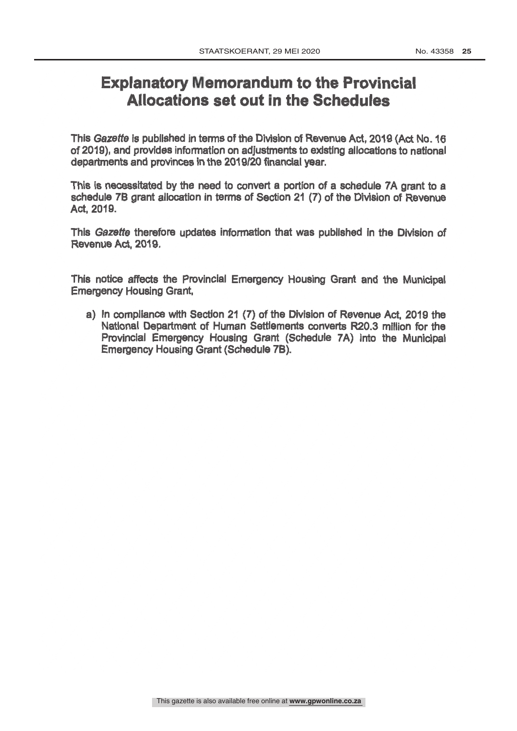# Explanatory Memorandum to the Provincial Allocations set out in the Schedules

This *Gazette* is published in terms of the Division of Revenue Act, 2019 (Act No. 16 of 2019), and provides information on adjustments to existing allocations to national departments and provinces in the 2019/20 financial year.

This is necessitated by the need to convert a portion of a schedule 7A grant to a schedule 7B grant allocation in terms of Section 21 (7) of the Division of Revenue Act, 2019.

This *Gazette* therefore updates information that was published in the Division of Revenue Act, 2019.

This notice affects the Provincial Emergency Housing Grant and the Municipal Emergency Housing Grant,

a) In compliance with Section 21 (7) of the Division of Revenue Act, 2019 the National Department of Human Settlements converts R20.3 million for the Provincial Emergency Housing Grant (Schedule 7A) into the Municipal Emergency Housing Grant (Schedule 7B).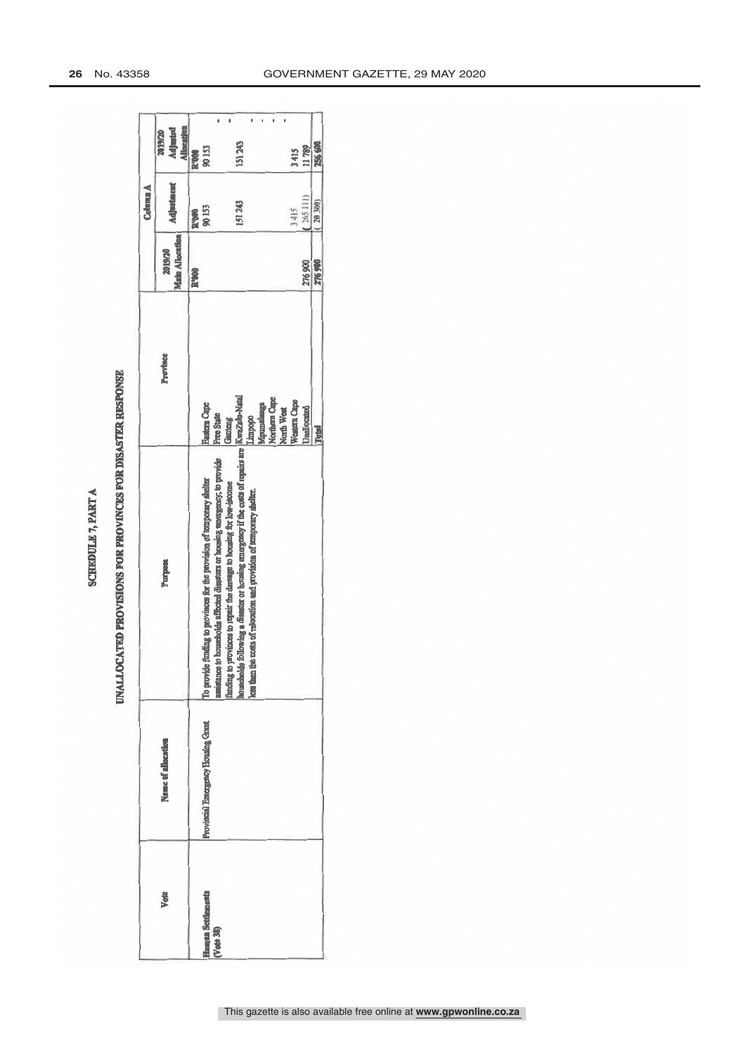# SCHEDULE 7, PART A

## UNALLOCATED PROVISIONS FOR PROVINCES FOR DISASTER RESPONSE

| Vote | Name of allocation | Purpose | Province | Column A | | |
|---|---|---|---|---|---|---|
| | | | | 2019/20 Main Allocation | Adjustment | 2019/20 Adjusted Allocation |
| | | | | R'000 | R'000 | R'000 |
| Human Settlements (Vote 38) | Provincial Emergency Housing Grant | To provide funding to provinces for the provision of temporary shelter assistance to households affected disasters or housing emergency; to provide funding to provinces to repair the damage to housing for low-income households following a disaster or housing emergency if the costs of repairs are less than the costs of relocation and provision of temporary shelter. | Eastern Cape | | 90 153 | 90 153 |
| | | | Free State | | | - |
| | | | Gauteng | | | - |
| | | | KwaZulu-Natal | | 151 243 | 151 243 |
| | | | Limpopo | | | - |
| | | | Mpumalanga | | | - |
| | | | Northern Cape | | | - |
| | | | North West | | | - |
| | | | Western Cape | | 3 415 | 3 415 |
| | | | Unallocated | 276 900 | ( 265 111) | 11 789 |
| | | | **Total** | **276 900** | **( 20 300)** | **256 600** |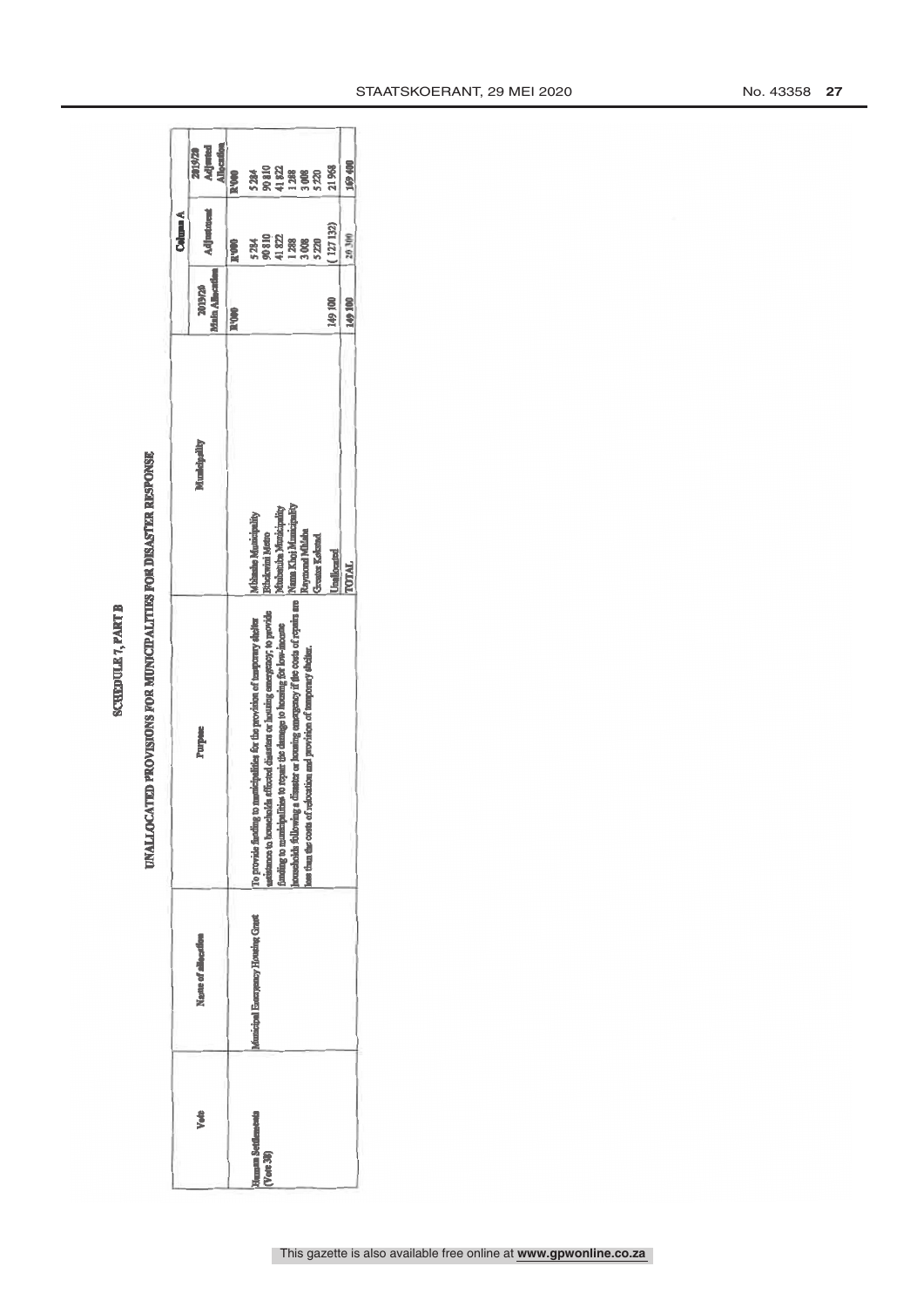## SCHEDULE 7, PART B

## UNALLOCATED PROVISIONS FOR MUNICIPALITIES FOR DISASTER RESPONSE

| Vote | Name of allocation | Purpose | Municipality | Column A | | |
|---|---|---|---|---|---|---|
| | | | | 2019/20 Main Allocation | Adjustment | 2019/20 Adjusted Allocation |
| | | | | R'000 | R'000 | R'000 |
| Human Settlements (Vote 38) | Municipal Emergency Housing Grant | To provide funding to municipalities for the provision of temporary shelter assistance to households affected disasters or housing emergency; to provide funding to municipalities to repair the damage to housing for low-income households following a disaster or housing emergency if the costs of repairs are less than the costs of relocation and provision of temporary shelter. | Mbhashe Municipality | | 5 284 | 5 284 |
| | | | Ekurhuleni Metro | | 90 810 | 90 810 |
| | | | Msunduzi Municipality | | 41 822 | 41 822 |
| | | | Nama Khoi Municipality | | 1 288 | 1 288 |
| | | | Raymond Mhlaba | | 3 008 | 3 008 |
| | | | Greater Kokstad | | 5 220 | 5 220 |
| | | | Unallocated | 149 100 | ( 127 132) | 21 968 |
| | | | TOTAL | 149 100 | 20 300 | 169 400 |